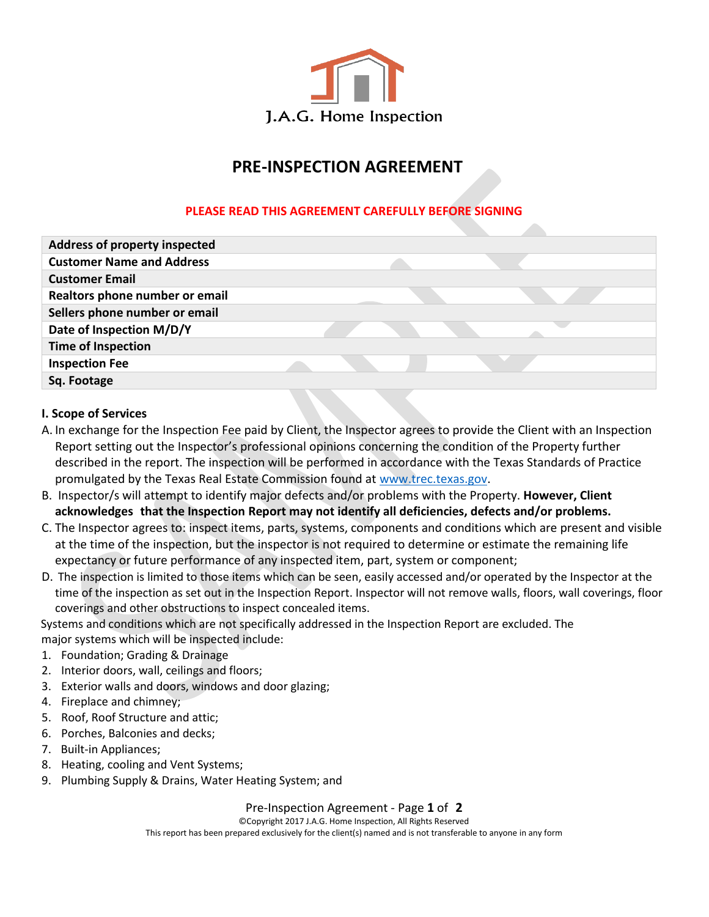J.A.G. Home Inspection

# PRE-INSPECTION AGREEMENT

**PLEASE READ THIS AGREEMENT CAREFULLY BEFORE SIGNING**

| | |
|---|---|
| **Address of property inspected** | |
| **Customer Name and Address** | |
| **Customer Email** | |
| **Realtors phone number or email** | |
| **Sellers phone number or email** | |
| **Date of Inspection M/D/Y** | |
| **Time of Inspection** | |
| **Inspection Fee** | |
| **Sq. Footage** | |

## I. Scope of Services

A. In exchange for the Inspection Fee paid by Client, the Inspector agrees to provide the Client with an Inspection Report setting out the Inspector's professional opinions concerning the condition of the Property further described in the report. The inspection will be performed in accordance with the Texas Standards of Practice promulgated by the Texas Real Estate Commission found at www.trec.texas.gov.

B. Inspector/s will attempt to identify major defects and/or problems with the Property. **However, Client acknowledges that the Inspection Report may not identify all deficiencies, defects and/or problems.**

C. The Inspector agrees to: inspect items, parts, systems, components and conditions which are present and visible at the time of the inspection, but the inspector is not required to determine or estimate the remaining life expectancy or future performance of any inspected item, part, system or component;

D. The inspection is limited to those items which can be seen, easily accessed and/or operated by the Inspector at the time of the inspection as set out in the Inspection Report. Inspector will not remove walls, floors, wall coverings, floor coverings and other obstructions to inspect concealed items.

Systems and conditions which are not specifically addressed in the Inspection Report are excluded. The major systems which will be inspected include:

1. Foundation; Grading & Drainage
2. Interior doors, wall, ceilings and floors;
3. Exterior walls and doors, windows and door glazing;
4. Fireplace and chimney;
5. Roof, Roof Structure and attic;
6. Porches, Balconies and decks;
7. Built-in Appliances;
8. Heating, cooling and Vent Systems;
9. Plumbing Supply & Drains, Water Heating System; and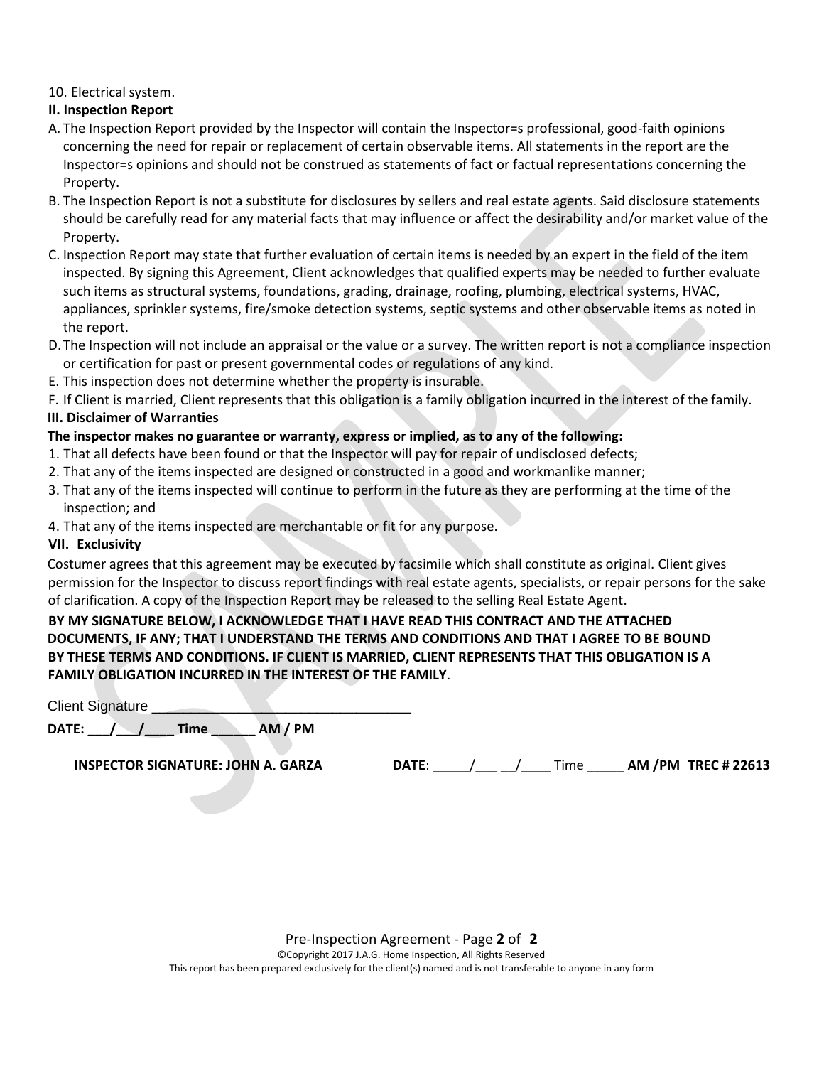10. Electrical system.

**II. Inspection Report**

A. The Inspection Report provided by the Inspector will contain the Inspector=s professional, good-faith opinions concerning the need for repair or replacement of certain observable items. All statements in the report are the Inspector=s opinions and should not be construed as statements of fact or factual representations concerning the Property.

B. The Inspection Report is not a substitute for disclosures by sellers and real estate agents. Said disclosure statements should be carefully read for any material facts that may influence or affect the desirability and/or market value of the Property.

C. Inspection Report may state that further evaluation of certain items is needed by an expert in the field of the item inspected. By signing this Agreement, Client acknowledges that qualified experts may be needed to further evaluate such items as structural systems, foundations, grading, drainage, roofing, plumbing, electrical systems, HVAC, appliances, sprinkler systems, fire/smoke detection systems, septic systems and other observable items as noted in the report.

D. The Inspection will not include an appraisal or the value or a survey. The written report is not a compliance inspection or certification for past or present governmental codes or regulations of any kind.

E. This inspection does not determine whether the property is insurable.

F. If Client is married, Client represents that this obligation is a family obligation incurred in the interest of the family.

**III. Disclaimer of Warranties**

**The inspector makes no guarantee or warranty, express or implied, as to any of the following:**

1. That all defects have been found or that the Inspector will pay for repair of undisclosed defects;
2. That any of the items inspected are designed or constructed in a good and workmanlike manner;
3. That any of the items inspected will continue to perform in the future as they are performing at the time of the inspection; and
4. That any of the items inspected are merchantable or fit for any purpose.

**VII. Exclusivity**

Costumer agrees that this agreement may be executed by facsimile which shall constitute as original. Client gives permission for the Inspector to discuss report findings with real estate agents, specialists, or repair persons for the sake of clarification. A copy of the Inspection Report may be released to the selling Real Estate Agent.

**BY MY SIGNATURE BELOW, I ACKNOWLEDGE THAT I HAVE READ THIS CONTRACT AND THE ATTACHED DOCUMENTS, IF ANY; THAT I UNDERSTAND THE TERMS AND CONDITIONS AND THAT I AGREE TO BE BOUND BY THESE TERMS AND CONDITIONS. IF CLIENT IS MARRIED, CLIENT REPRESENTS THAT THIS OBLIGATION IS A FAMILY OBLIGATION INCURRED IN THE INTEREST OF THE FAMILY**.

Client Signature _________________________________

**DATE: ___/___/____ Time ______ AM / PM**

**INSPECTOR SIGNATURE: JOHN A. GARZA** **DATE**: _____/___ __/____ Time _____ **AM /PM TREC # 22613**

Pre-Inspection Agreement - Page **2** of **2**

©Copyright 2017 J.A.G. Home Inspection, All Rights Reserved

This report has been prepared exclusively for the client(s) named and is not transferable to anyone in any form